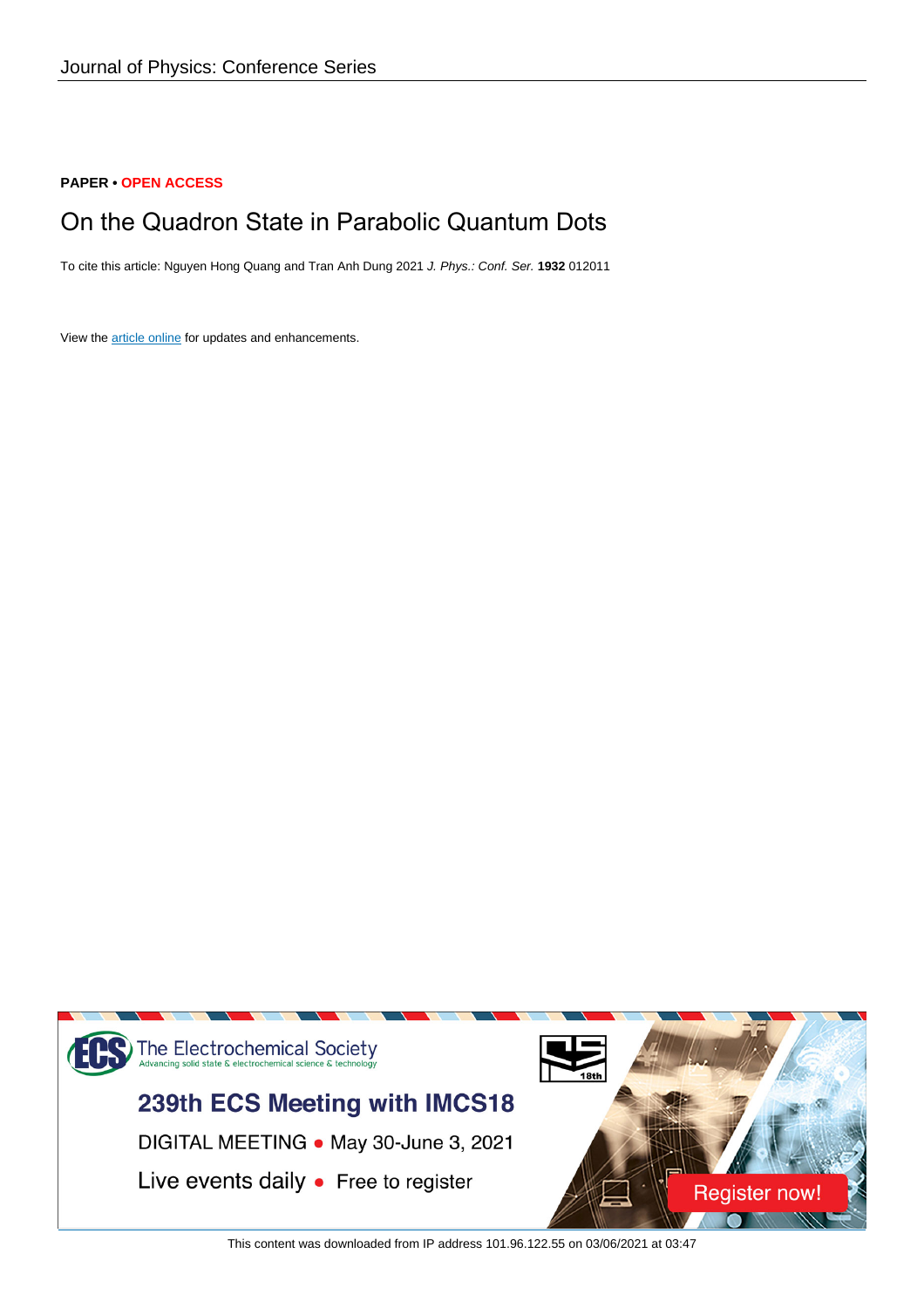Journal of Physics: Conference Series

**PAPER • OPEN ACCESS**

# On the Quadron State in Parabolic Quantum Dots

To cite this article: Nguyen Hong Quang and Tran Anh Dung 2021 *J. Phys.: Conf. Ser.* **1932** 012011

View the article online for updates and enhancements.

The Electrochemical Society
Advancing solid state & electrochemical science & technology

239th ECS Meeting with IMCS18

DIGITAL MEETING • May 30-June 3, 2021

Live events daily • Free to register

Register now!

This content was downloaded from IP address 101.96.122.55 on 03/06/2021 at 03:47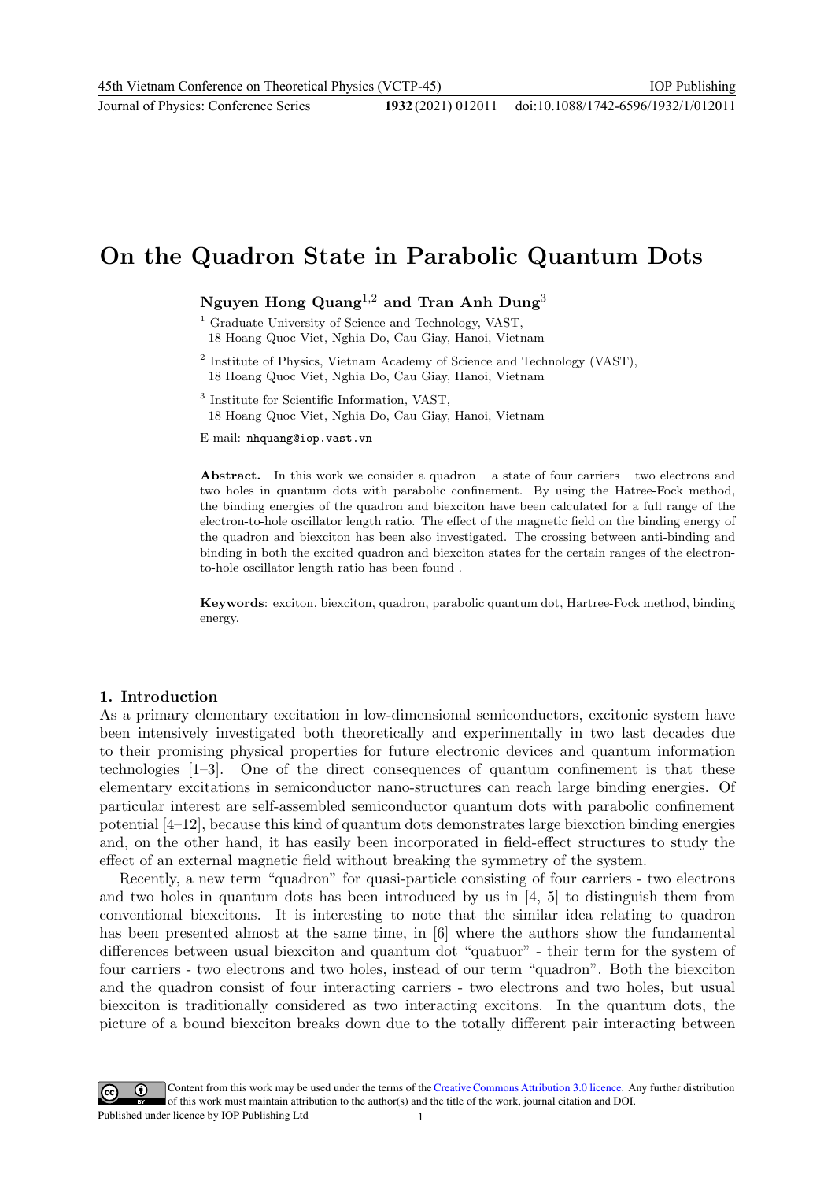# On the Quadron State in Parabolic Quantum Dots

**Nguyen Hong Quang**[1,2] **and Tran Anh Dung**[3]

[1] Graduate University of Science and Technology, VAST, 18 Hoang Quoc Viet, Nghia Do, Cau Giay, Hanoi, Vietnam

[2] Institute of Physics, Vietnam Academy of Science and Technology (VAST), 18 Hoang Quoc Viet, Nghia Do, Cau Giay, Hanoi, Vietnam

[3] Institute for Scientific Information, VAST, 18 Hoang Quoc Viet, Nghia Do, Cau Giay, Hanoi, Vietnam

E-mail: nhquang@iop.vast.vn

**Abstract.** In this work we consider a quadron – a state of four carriers – two electrons and two holes in quantum dots with parabolic confinement. By using the Hatree-Fock method, the binding energies of the quadron and biexciton have been calculated for a full range of the electron-to-hole oscillator length ratio. The effect of the magnetic field on the binding energy of the quadron and biexciton has been also investigated. The crossing between anti-binding and binding in both the excited quadron and biexciton states for the certain ranges of the electron-to-hole oscillator length ratio has been found .

**Keywords**: exciton, biexciton, quadron, parabolic quantum dot, Hartree-Fock method, binding energy.

## 1. Introduction

As a primary elementary excitation in low-dimensional semiconductors, excitonic system have been intensively investigated both theoretically and experimentally in two last decades due to their promising physical properties for future electronic devices and quantum information technologies [1–3]. One of the direct consequences of quantum confinement is that these elementary excitations in semiconductor nano-structures can reach large binding energies. Of particular interest are self-assembled semiconductor quantum dots with parabolic confinement potential [4–12], because this kind of quantum dots demonstrates large biexction binding energies and, on the other hand, it has easily been incorporated in field-effect structures to study the effect of an external magnetic field without breaking the symmetry of the system.

Recently, a new term "quadron" for quasi-particle consisting of four carriers - two electrons and two holes in quantum dots has been introduced by us in [4, 5] to distinguish them from conventional biexcitons. It is interesting to note that the similar idea relating to quadron has been presented almost at the same time, in [6] where the authors show the fundamental differences between usual biexciton and quantum dot "quatuor" - their term for the system of four carriers - two electrons and two holes, instead of our term "quadron". Both the biexciton and the quadron consist of four interacting carriers - two electrons and two holes, but usual biexciton is traditionally considered as two interacting excitons. In the quantum dots, the picture of a bound biexciton breaks down due to the totally different pair interacting between

Content from this work may be used under the terms of the Creative Commons Attribution 3.0 licence. Any further distribution of this work must maintain attribution to the author(s) and the title of the work, journal citation and DOI.
Published under licence by IOP Publishing Ltd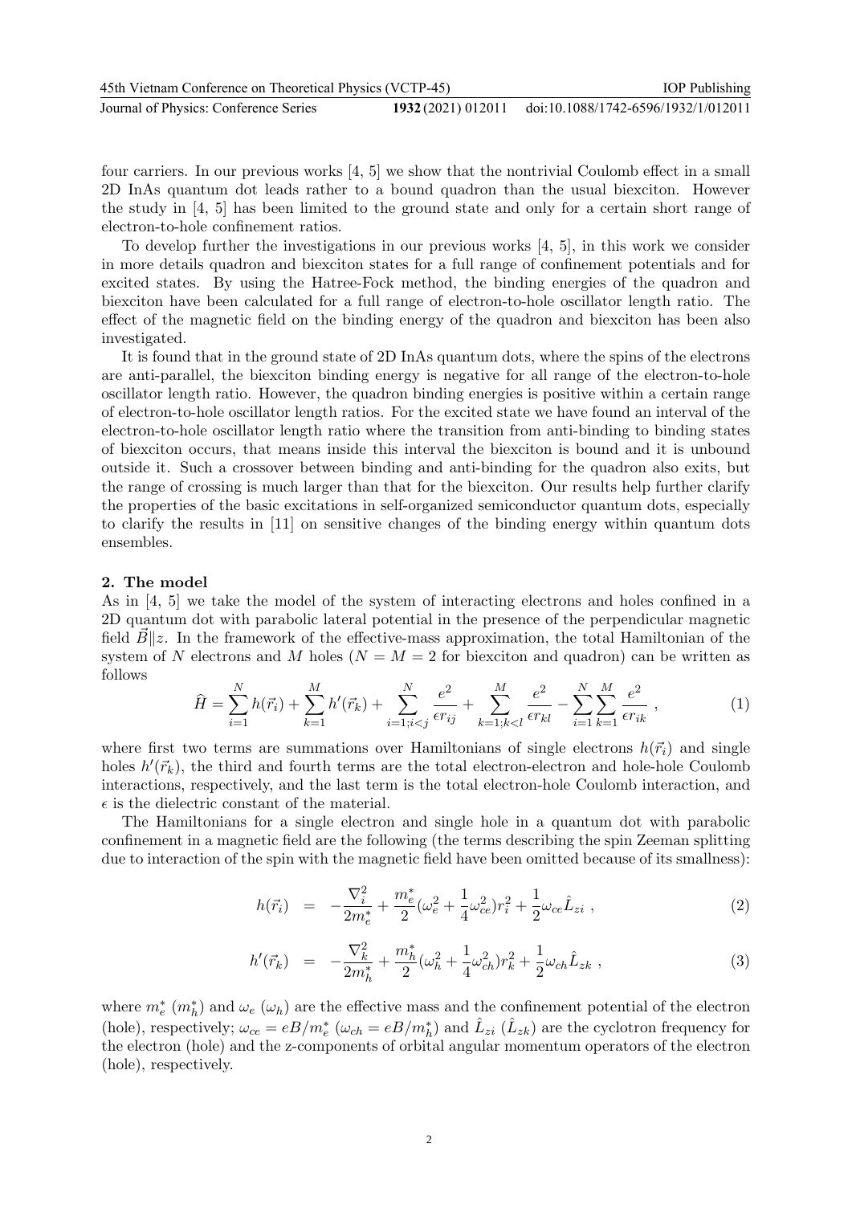four carriers. In our previous works [4, 5] we show that the nontrivial Coulomb effect in a small 2D InAs quantum dot leads rather to a bound quadron than the usual biexciton. However the study in [4, 5] has been limited to the ground state and only for a certain short range of electron-to-hole confinement ratios.

To develop further the investigations in our previous works [4, 5], in this work we consider in more details quadron and biexciton states for a full range of confinement potentials and for excited states. By using the Hatree-Fock method, the binding energies of the quadron and biexciton have been calculated for a full range of electron-to-hole oscillator length ratio. The effect of the magnetic field on the binding energy of the quadron and biexciton has been also investigated.

It is found that in the ground state of 2D InAs quantum dots, where the spins of the electrons are anti-parallel, the biexciton binding energy is negative for all range of the electron-to-hole oscillator length ratio. However, the quadron binding energies is positive within a certain range of electron-to-hole oscillator length ratios. For the excited state we have found an interval of the electron-to-hole oscillator length ratio where the transition from anti-binding to binding states of biexciton occurs, that means inside this interval the biexciton is bound and it is unbound outside it. Such a crossover between binding and anti-binding for the quadron also exits, but the range of crossing is much larger than that for the biexciton. Our results help further clarify the properties of the basic excitations in self-organized semiconductor quantum dots, especially to clarify the results in [11] on sensitive changes of the binding energy within quantum dots ensembles.

## 2. The model

As in [4, 5] we take the model of the system of interacting electrons and holes confined in a 2D quantum dot with parabolic lateral potential in the presence of the perpendicular magnetic field $\vec{B} \| z$. In the framework of the effective-mass approximation, the total Hamiltonian of the system of $N$ electrons and $M$ holes ($N = M = 2$ for biexciton and quadron) can be written as follows

$$\widehat{H} = \sum_{i=1}^{N} h(\vec{r}_i) + \sum_{k=1}^{M} h'(\vec{r}_k) + \sum_{i=1;i<j}^{N} \frac{e^2}{\epsilon r_{ij}} + \sum_{k=1;k<l}^{M} \frac{e^2}{\epsilon r_{kl}} - \sum_{i=1}^{N} \sum_{k=1}^{M} \frac{e^2}{\epsilon r_{ik}} \ , \tag{1}$$

where first two terms are summations over Hamiltonians of single electrons $h(\vec{r}_i)$ and single holes $h'(\vec{r}_k)$, the third and fourth terms are the total electron-electron and hole-hole Coulomb interactions, respectively, and the last term is the total electron-hole Coulomb interaction, and $\epsilon$ is the dielectric constant of the material.

The Hamiltonians for a single electron and single hole in a quantum dot with parabolic confinement in a magnetic field are the following (the terms describing the spin Zeeman splitting due to interaction of the spin with the magnetic field have been omitted because of its smallness):

$$h(\vec{r}_i) = -\frac{\nabla_i^2}{2m_e^*} + \frac{m_e^*}{2}(\omega_e^2 + \frac{1}{4}\omega_{ce}^2) r_i^2 + \frac{1}{2}\omega_{ce}\hat{L}_{zi} \ , \tag{2}$$

$$h'(\vec{r}_k) = -\frac{\nabla_k^2}{2m_h^*} + \frac{m_h^*}{2}(\omega_h^2 + \frac{1}{4}\omega_{ch}^2) r_k^2 + \frac{1}{2}\omega_{ch}\hat{L}_{zk} \ , \tag{3}$$

where $m_e^*$ ($m_h^*$) and $\omega_e$ ($\omega_h$) are the effective mass and the confinement potential of the electron (hole), respectively; $\omega_{ce} = eB/m_e^*$ ($\omega_{ch} = eB/m_h^*$) and $\hat{L}_{zi}$ ($\hat{L}_{zk}$) are the cyclotron frequency for the electron (hole) and the z-components of orbital angular momentum operators of the electron (hole), respectively.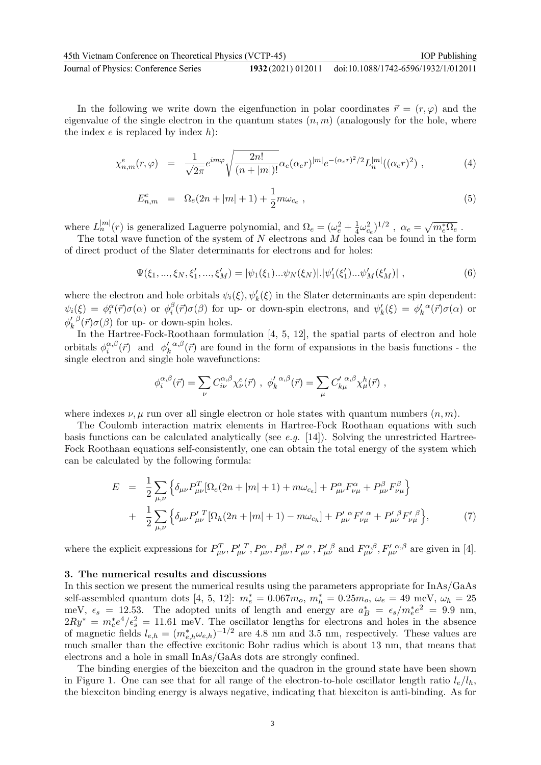In the following we write down the eigenfunction in polar coordinates $\vec{r} = (r, \varphi)$ and the eigenvalue of the single electron in the quantum states $(n, m)$ (analogously for the hole, where the index $e$ is replaced by index $h$):

$$\chi^e_{n,m}(r, \varphi) = \frac{1}{\sqrt{2\pi}} e^{im\varphi} \sqrt{\frac{2n!}{(n+|m|)!}} \alpha_e (\alpha_e r)^{|m|} e^{-(\alpha_e r)^2/2} L_n^{|m|}((\alpha_e r)^2) , \tag{4}$$

$$E^e_{n,m} = \Omega_e(2n + |m| + 1) + \frac{1}{2} m\omega_{c_e} , \tag{5}$$

where $L_n^{|m|}(r)$ is generalized Laguerre polynomial, and $\Omega_e = (\omega_e^2 + \frac{1}{4}\omega_{c_e}^2)^{1/2}$ , $\alpha_e = \sqrt{m_e^* \Omega_e}$ .

The total wave function of the system of $N$ electrons and $M$ holes can be found in the form of direct product of the Slater determinants for electrons and for holes:

$$\Psi(\xi_1, ..., \xi_N, \xi'_1, ..., \xi'_M) = |\psi_1(\xi_1)...\psi_N(\xi_N)|.|\psi'_1(\xi'_1)...\psi'_M(\xi'_M)| , \tag{6}$$

where the electron and hole orbitals $\psi_i(\xi), \psi'_k(\xi)$ in the Slater determinants are spin dependent: $\psi_i(\xi) = \phi_i^{\alpha}(\vec{r})\sigma(\alpha)$ or $\phi_i^{\beta}(\vec{r})\sigma(\beta)$ for up- or down-spin electrons, and $\psi'_k(\xi) = {\phi'}_k^{\alpha}(\vec{r})\sigma(\alpha)$ or ${\phi'}_k^{\beta}(\vec{r})\sigma(\beta)$ for up- or down-spin holes.

In the Hartree-Fock-Roothaan formulation [4, 5, 12], the spatial parts of electron and hole orbitals $\phi_i^{\alpha,\beta}(\vec{r})$ and ${\phi'}_k^{\alpha,\beta}(\vec{r})$ are found in the form of expansions in the basis functions - the single electron and single hole wavefunctions:

$$\phi_i^{\alpha,\beta}(\vec{r}) = \sum_{\nu} C^{\alpha,\beta}_{i\nu} \chi^e_{\nu}(\vec{r}) \ , \ {\phi'}_k^{\alpha,\beta}(\vec{r}) = \sum_{\mu} {C'}^{\alpha,\beta}_{k\mu} \chi^h_{\mu}(\vec{r}) \ ,$$

where indexes $\nu, \mu$ run over all single electron or hole states with quantum numbers $(n, m)$.

The Coulomb interaction matrix elements in Hartree-Fock Roothaan equations with such basis functions can be calculated analytically (see *e.g.* [14]). Solving the unrestricted Hartree-Fock Roothaan equations self-consistently, one can obtain the total energy of the system which can be calculated by the following formula:

$$\begin{aligned} E &= \frac{1}{2} \sum_{\mu,\nu} \Big\{ \delta_{\mu\nu} P^T_{\mu\nu} [\Omega_e(2n + |m| + 1) + m\omega_{c_e}] + P^{\alpha}_{\mu\nu} F^{\alpha}_{\nu\mu} + P^{\beta}_{\mu\nu} F^{\beta}_{\nu\mu} \Big\} \\ &+ \frac{1}{2} \sum_{\mu,\nu} \Big\{ \delta_{\mu\nu} {P'}^T_{\mu\nu} [\Omega_h(2n + |m| + 1) - m\omega_{c_h}] + {P'}^{\alpha}_{\mu\nu} {F'}^{\alpha}_{\nu\mu} + {P'}^{\beta}_{\mu\nu} {F'}^{\beta}_{\nu\mu} \Big\}, \end{aligned} \tag{7}$$

where the explicit expressions for $P^T_{\mu\nu}, {P'}^T_{\mu\nu}, P^{\alpha}_{\mu\nu}, P^{\beta}_{\mu\nu}, {P'}^{\alpha}_{\mu\nu}, {P'}^{\beta}_{\mu\nu}$ and $F^{\alpha,\beta}_{\mu\nu}, {F'}^{\alpha,\beta}_{\mu\nu}$ are given in [4].

## 3. The numerical results and discussions

In this section we present the numerical results using the parameters appropriate for InAs/GaAs self-assembled quantum dots [4, 5, 12]: $m_e^* = 0.067m_o$, $m_h^* = 0.25m_o$, $\omega_e = 49$ meV, $\omega_h = 25$ meV, $\epsilon_s = 12.53$. The adopted units of length and energy are $a_B^* = \epsilon_s/m_e^* e^2 = 9.9$ nm, $2Ry^* = m_e^* e^4/\epsilon_s^2 = 11.61$ meV. The oscillator lengths for electrons and holes in the absence of magnetic fields $l_{e,h} = (m^*_{e,h}\omega_{e,h})^{-1/2}$ are 4.8 nm and 3.5 nm, respectively. These values are much smaller than the effective excitonic Bohr radius which is about 13 nm, that means that electrons and a hole in small InAs/GaAs dots are strongly confined.

The binding energies of the biexciton and the quadron in the ground state have been shown in Figure 1. One can see that for all range of the electron-to-hole oscillator length ratio $l_e/l_h$, the biexciton binding energy is always negative, indicating that biexciton is anti-binding. As for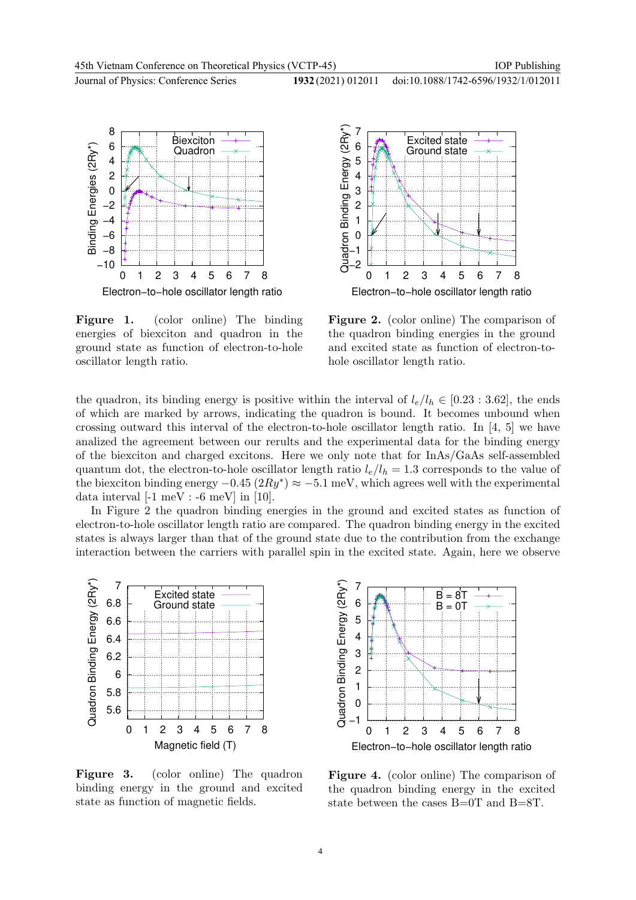**Figure 1.** (color online) The binding energies of biexciton and quadron in the ground state as function of electron-to-hole oscillator length ratio.

**Figure 2.** (color online) The comparison of the quadron binding energies in the ground and excited state as function of electron-to-hole oscillator length ratio.

the quadron, its binding energy is positive within the interval of $l_e/l_h \in [0.23 : 3.62]$, the ends of which are marked by arrows, indicating the quadron is bound. It becomes unbound when crossing outward this interval of the electron-to-hole oscillator length ratio. In [4, 5] we have analized the agreement between our rerults and the experimental data for the binding energy of the biexciton and charged excitons. Here we only note that for InAs/GaAs self-assembled quantum dot, the electron-to-hole oscillator length ratio $l_e/l_h = 1.3$ corresponds to the value of the biexciton binding energy $-0.45\ (2Ry^*) \approx -5.1$ meV, which agrees well with the experimental data interval [-1 meV : -6 meV] in [10].

In Figure 2 the quadron binding energies in the ground and excited states as function of electron-to-hole oscillator length ratio are compared. The quadron binding energy in the excited states is always larger than that of the ground state due to the contribution from the exchange interaction between the carriers with parallel spin in the excited state. Again, here we observe

**Figure 3.** (color online) The quadron binding energy in the ground and excited state as function of magnetic fields.

**Figure 4.** (color online) The comparison of the quadron binding energy in the excited state between the cases B=0T and B=8T.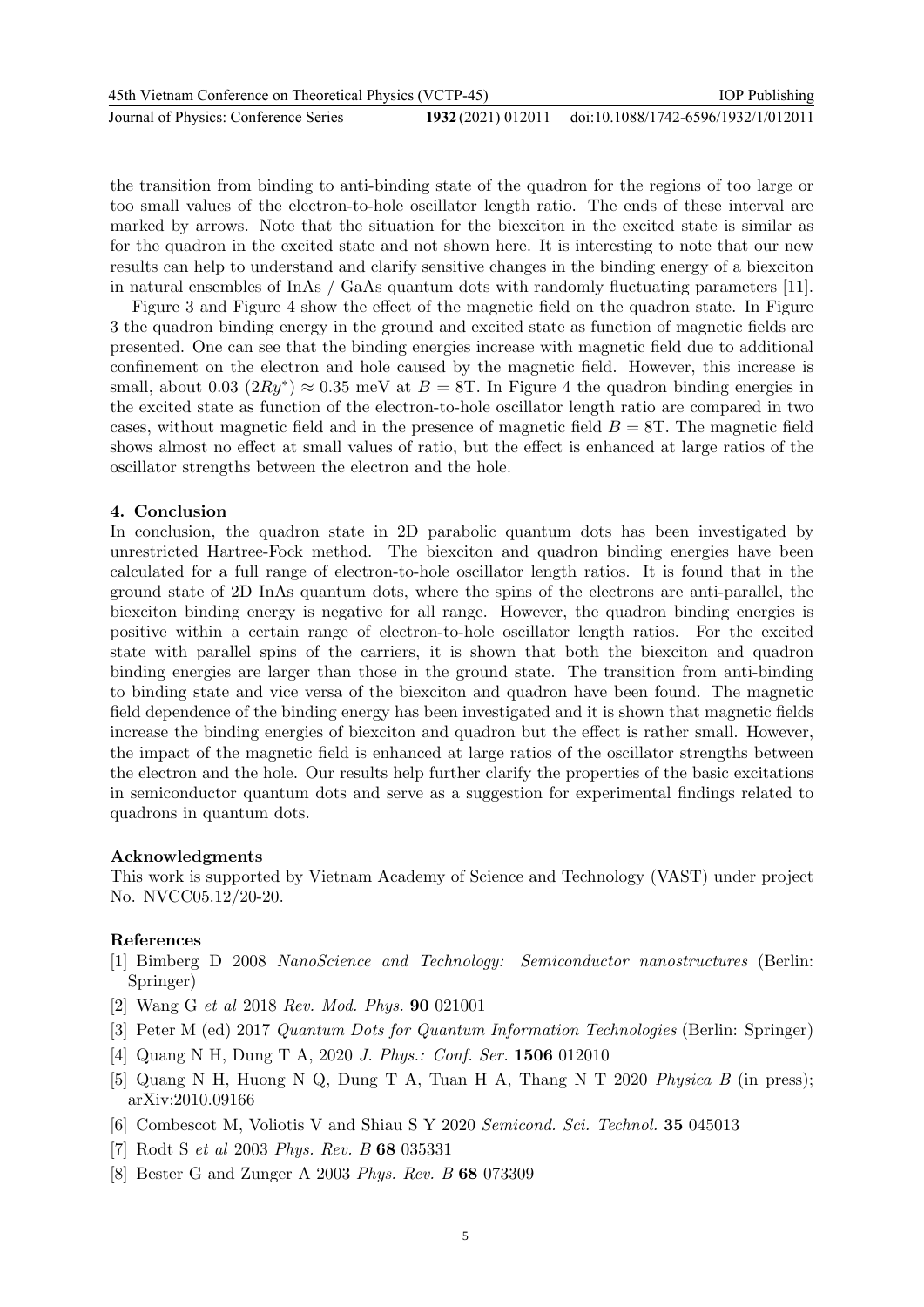the transition from binding to anti-binding state of the quadron for the regions of too large or too small values of the electron-to-hole oscillator length ratio. The ends of these interval are marked by arrows. Note that the situation for the biexciton in the excited state is similar as for the quadron in the excited state and not shown here. It is interesting to note that our new results can help to understand and clarify sensitive changes in the binding energy of a biexciton in natural ensembles of InAs / GaAs quantum dots with randomly fluctuating parameters [11].

Figure 3 and Figure 4 show the effect of the magnetic field on the quadron state. In Figure 3 the quadron binding energy in the ground and excited state as function of magnetic fields are presented. One can see that the binding energies increase with magnetic field due to additional confinement on the electron and hole caused by the magnetic field. However, this increase is small, about 0.03 $(2Ry^*) \approx 0.35$ meV at $B = 8$T. In Figure 4 the quadron binding energies in the excited state as function of the electron-to-hole oscillator length ratio are compared in two cases, without magnetic field and in the presence of magnetic field $B = 8$T. The magnetic field shows almost no effect at small values of ratio, but the effect is enhanced at large ratios of the oscillator strengths between the electron and the hole.

## 4. Conclusion

In conclusion, the quadron state in 2D parabolic quantum dots has been investigated by unrestricted Hartree-Fock method. The biexciton and quadron binding energies have been calculated for a full range of electron-to-hole oscillator length ratios. It is found that in the ground state of 2D InAs quantum dots, where the spins of the electrons are anti-parallel, the biexciton binding energy is negative for all range. However, the quadron binding energies is positive within a certain range of electron-to-hole oscillator length ratios. For the excited state with parallel spins of the carriers, it is shown that both the biexciton and quadron binding energies are larger than those in the ground state. The transition from anti-binding to binding state and vice versa of the biexciton and quadron have been found. The magnetic field dependence of the binding energy has been investigated and it is shown that magnetic fields increase the binding energies of biexciton and quadron but the effect is rather small. However, the impact of the magnetic field is enhanced at large ratios of the oscillator strengths between the electron and the hole. Our results help further clarify the properties of the basic excitations in semiconductor quantum dots and serve as a suggestion for experimental findings related to quadrons in quantum dots.

### Acknowledgments

This work is supported by Vietnam Academy of Science and Technology (VAST) under project No. NVCC05.12/20-20.

### References

[1] Bimberg D 2008 *NanoScience and Technology: Semiconductor nanostructures* (Berlin: Springer)

[2] Wang G *et al* 2018 *Rev. Mod. Phys.* **90** 021001

[3] Peter M (ed) 2017 *Quantum Dots for Quantum Information Technologies* (Berlin: Springer)

[4] Quang N H, Dung T A, 2020 *J. Phys.: Conf. Ser.* **1506** 012010

[5] Quang N H, Huong N Q, Dung T A, Tuan H A, Thang N T 2020 *Physica B* (in press); arXiv:2010.09166

[6] Combescot M, Voliotis V and Shiau S Y 2020 *Semicond. Sci. Technol.* **35** 045013

[7] Rodt S *et al* 2003 *Phys. Rev. B* **68** 035331

[8] Bester G and Zunger A 2003 *Phys. Rev. B* **68** 073309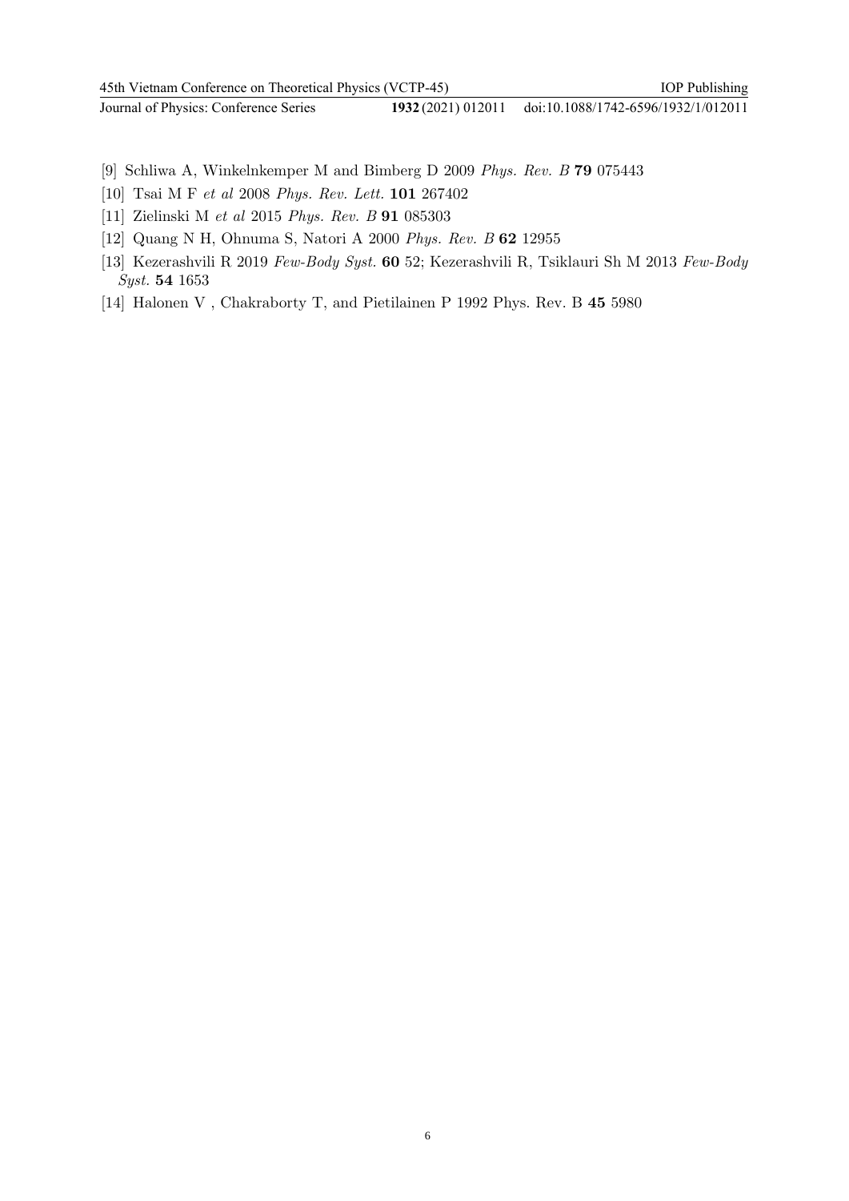[9] Schliwa A, Winkelnkemper M and Bimberg D 2009 *Phys. Rev. B* **79** 075443

[10] Tsai M F *et al* 2008 *Phys. Rev. Lett.* **101** 267402

[11] Zielinski M *et al* 2015 *Phys. Rev. B* **91** 085303

[12] Quang N H, Ohnuma S, Natori A 2000 *Phys. Rev. B* **62** 12955

[13] Kezerashvili R 2019 *Few-Body Syst.* **60** 52; Kezerashvili R, Tsiklauri Sh M 2013 *Few-Body Syst.* **54** 1653

[14] Halonen V , Chakraborty T, and Pietilainen P 1992 Phys. Rev. B **45** 5980